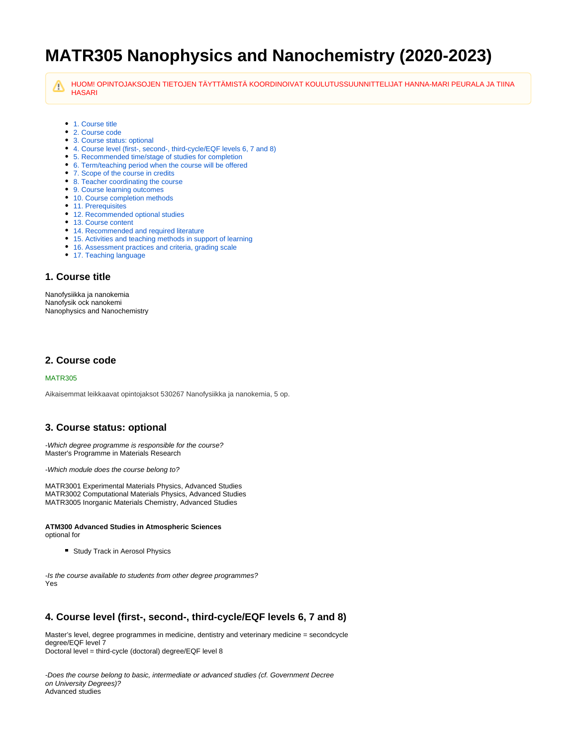# MATR305 Nanophysics and Nanochemistry (2020-2023)

⚠️ HUOM! OPINTOJAKSOJEN TIETOJEN TÄYTTÄMISTÄ KOORDINOIVAT KOULUTUSSUUNNITTELIJAT HANNA-MARI PEURALA JA TIINA HASARI

- 1. Course title
- 2. Course code
- 3. Course status: optional
- 4. Course level (first-, second-, third-cycle/EQF levels 6, 7 and 8)
- 5. Recommended time/stage of studies for completion
- 6. Term/teaching period when the course will be offered
- 7. Scope of the course in credits
- 8. Teacher coordinating the course
- 9. Course learning outcomes
- 10. Course completion methods
- 11. Prerequisites
- 12. Recommended optional studies
- 13. Course content
- 14. Recommended and required literature
- 15. Activities and teaching methods in support of learning
- 16. Assessment practices and criteria, grading scale
- 17. Teaching language

## 1. Course title

Nanofysiikka ja nanokemia
Nanofysik ock nanokemi
Nanophysics and Nanochemistry

## 2. Course code

MATR305

Aikaisemmat leikkaavat opintojaksot 530267 Nanofysiikka ja nanokemia, 5 op.

## 3. Course status: optional

*-Which degree programme is responsible for the course?*
Master's Programme in Materials Research

*-Which module does the course belong to?*

MATR3001 Experimental Materials Physics, Advanced Studies
MATR3002 Computational Materials Physics, Advanced Studies
MATR3005 Inorganic Materials Chemistry, Advanced Studies

**ATM300 Advanced Studies in Atmospheric Sciences**
optional for

- Study Track in Aerosol Physics

*-Is the course available to students from other degree programmes?*
Yes

## 4. Course level (first-, second-, third-cycle/EQF levels 6, 7 and 8)

Master's level, degree programmes in medicine, dentistry and veterinary medicine = secondcycle degree/EQF level 7
Doctoral level = third-cycle (doctoral) degree/EQF level 8

*-Does the course belong to basic, intermediate or advanced studies (cf. Government Decree on University Degrees)?*
Advanced studies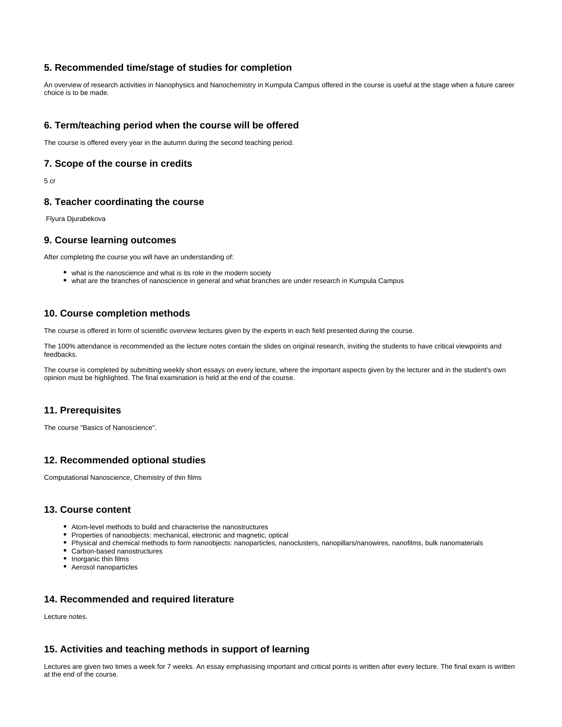### 5. Recommended time/stage of studies for completion

An overview of research activities in Nanophysics and Nanochemistry in Kumpula Campus offered in the course is useful at the stage when a future career choice is to be made.

### 6. Term/teaching period when the course will be offered

The course is offered every year in the autumn during the second teaching period.

### 7. Scope of the course in credits

5 cr

### 8. Teacher coordinating the course

Flyura Djurabekova

### 9. Course learning outcomes

After completing the course you will have an understanding of:

- what is the nanoscience and what is its role in the modern society
- what are the branches of nanoscience in general and what branches are under research in Kumpula Campus

### 10. Course completion methods

The course is offered in form of scientific overview lectures given by the experts in each field presented during the course.

The 100% attendance is recommended as the lecture notes contain the slides on original research, inviting the students to have critical viewpoints and feedbacks.

The course is completed by submitting weekly short essays on every lecture, where the important aspects given by the lecturer and in the student's own opinion must be highlighted. The final examination is held at the end of the course.

### 11. Prerequisites

The course "Basics of Nanoscience".

### 12. Recommended optional studies

Computational Nanoscience, Chemistry of thin films

### 13. Course content

- Atom-level methods to build and characterise the nanostructures
- Properties of nanoobjects: mechanical, electronic and magnetic, optical
- Physical and chemical methods to form nanoobjects: nanoparticles, nanoclusters, nanopillars/nanowires, nanofilms, bulk nanomaterials
- Carbon-based nanostructures
- Inorganic thin films
- Aerosol nanoparticles

### 14. Recommended and required literature

Lecture notes.

### 15. Activities and teaching methods in support of learning

Lectures are given two times a week for 7 weeks. An essay emphasising important and critical points is written after every lecture. The final exam is written at the end of the course.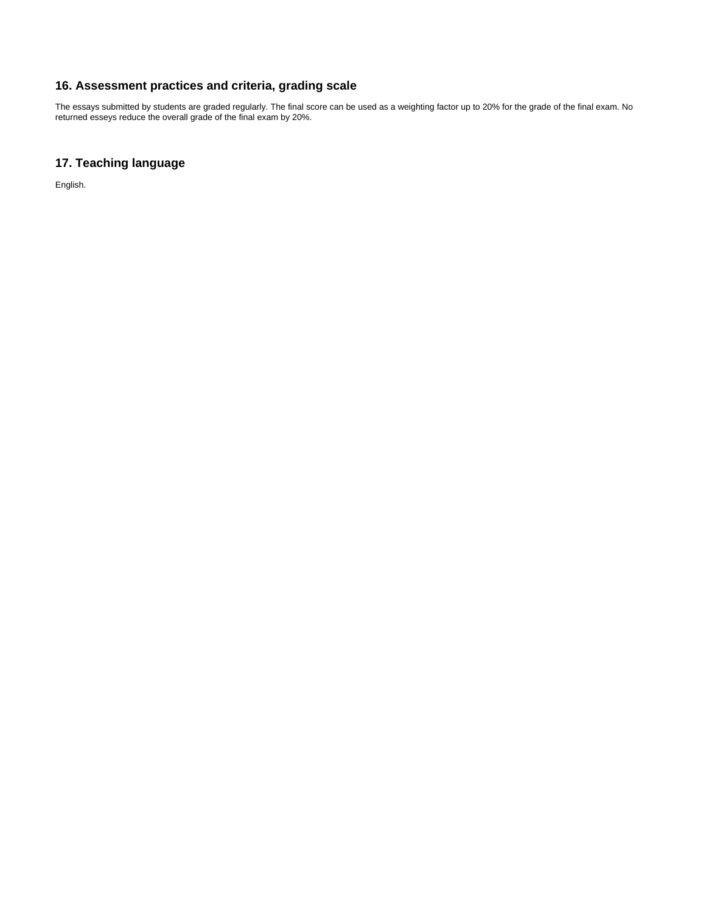## 16. Assessment practices and criteria, grading scale

The essays submitted by students are graded regularly. The final score can be used as a weighting factor up to 20% for the grade of the final exam. No returned esseys reduce the overall grade of the final exam by 20%.

## 17. Teaching language

English.